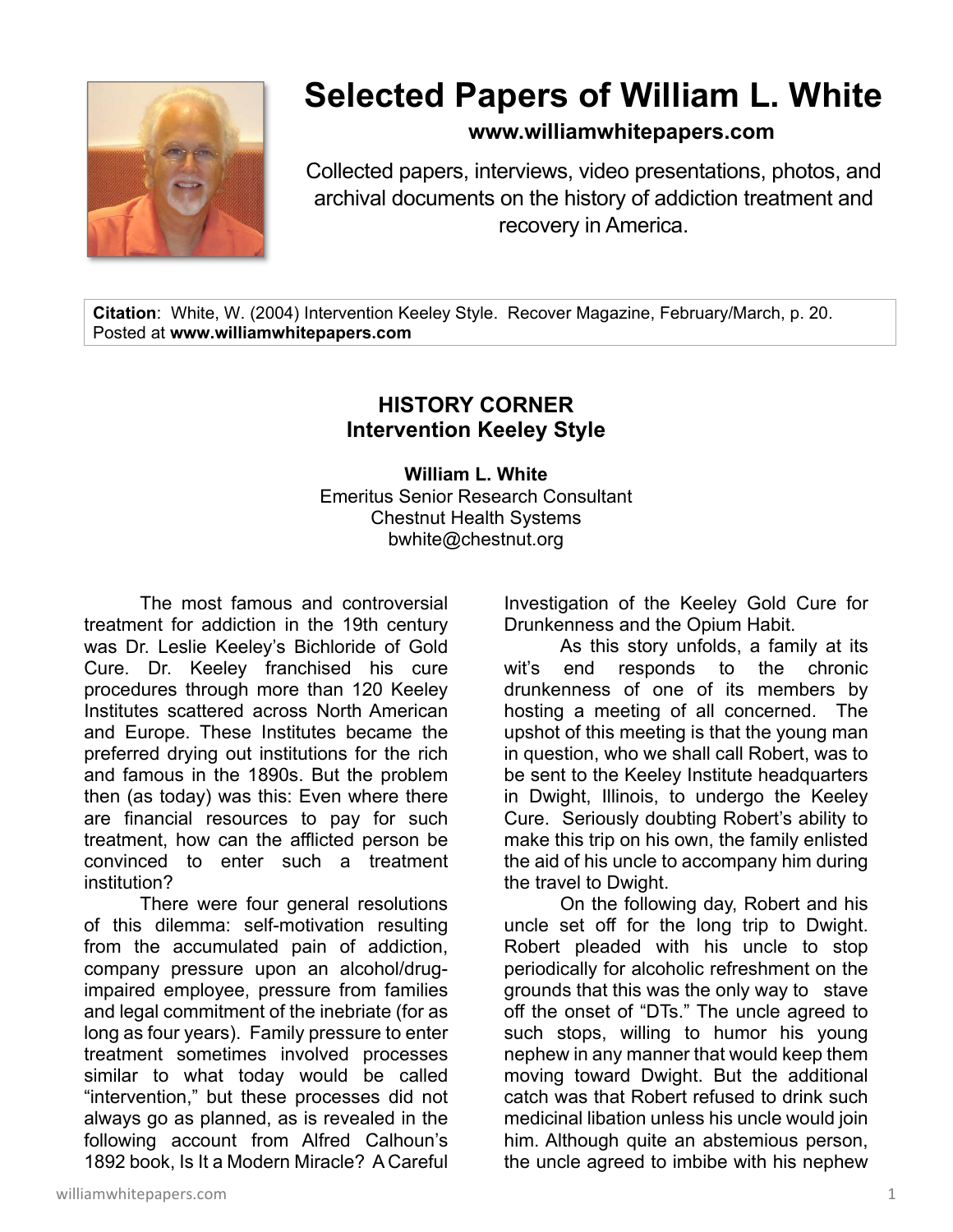# Selected Papers of William L. White

**www.williamwhitepapers.com**

Collected papers, interviews, video presentations, photos, and archival documents on the history of addiction treatment and recovery in America.

**Citation**: White, W. (2004) Intervention Keeley Style. Recover Magazine, February/March, p. 20. Posted at **www.williamwhitepapers.com**

## HISTORY CORNER
## Intervention Keeley Style

**William L. White**
Emeritus Senior Research Consultant
Chestnut Health Systems
bwhite@chestnut.org

The most famous and controversial treatment for addiction in the 19th century was Dr. Leslie Keeley's Bichloride of Gold Cure. Dr. Keeley franchised his cure procedures through more than 120 Keeley Institutes scattered across North American and Europe. These Institutes became the preferred drying out institutions for the rich and famous in the 1890s. But the problem then (as today) was this: Even where there are financial resources to pay for such treatment, how can the afflicted person be convinced to enter such a treatment institution?

There were four general resolutions of this dilemma: self-motivation resulting from the accumulated pain of addiction, company pressure upon an alcohol/drug-impaired employee, pressure from families and legal commitment of the inebriate (for as long as four years). Family pressure to enter treatment sometimes involved processes similar to what today would be called "intervention," but these processes did not always go as planned, as is revealed in the following account from Alfred Calhoun's 1892 book, Is It a Modern Miracle? A Careful Investigation of the Keeley Gold Cure for Drunkenness and the Opium Habit.

As this story unfolds, a family at its wit's end responds to the chronic drunkenness of one of its members by hosting a meeting of all concerned. The upshot of this meeting is that the young man in question, who we shall call Robert, was to be sent to the Keeley Institute headquarters in Dwight, Illinois, to undergo the Keeley Cure. Seriously doubting Robert's ability to make this trip on his own, the family enlisted the aid of his uncle to accompany him during the travel to Dwight.

On the following day, Robert and his uncle set off for the long trip to Dwight. Robert pleaded with his uncle to stop periodically for alcoholic refreshment on the grounds that this was the only way to stave off the onset of "DTs." The uncle agreed to such stops, willing to humor his young nephew in any manner that would keep them moving toward Dwight. But the additional catch was that Robert refused to drink such medicinal libation unless his uncle would join him. Although quite an abstemious person, the uncle agreed to imbibe with his nephew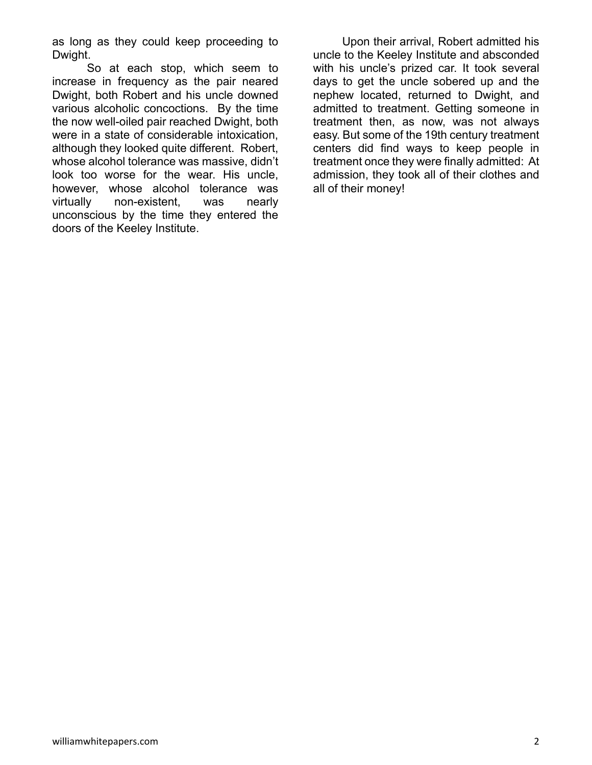as long as they could keep proceeding to Dwight.

So at each stop, which seem to increase in frequency as the pair neared Dwight, both Robert and his uncle downed various alcoholic concoctions. By the time the now well-oiled pair reached Dwight, both were in a state of considerable intoxication, although they looked quite different. Robert, whose alcohol tolerance was massive, didn't look too worse for the wear. His uncle, however, whose alcohol tolerance was virtually non-existent, was nearly unconscious by the time they entered the doors of the Keeley Institute.

Upon their arrival, Robert admitted his uncle to the Keeley Institute and absconded with his uncle's prized car. It took several days to get the uncle sobered up and the nephew located, returned to Dwight, and admitted to treatment. Getting someone in treatment then, as now, was not always easy. But some of the 19th century treatment centers did find ways to keep people in treatment once they were finally admitted: At admission, they took all of their clothes and all of their money!